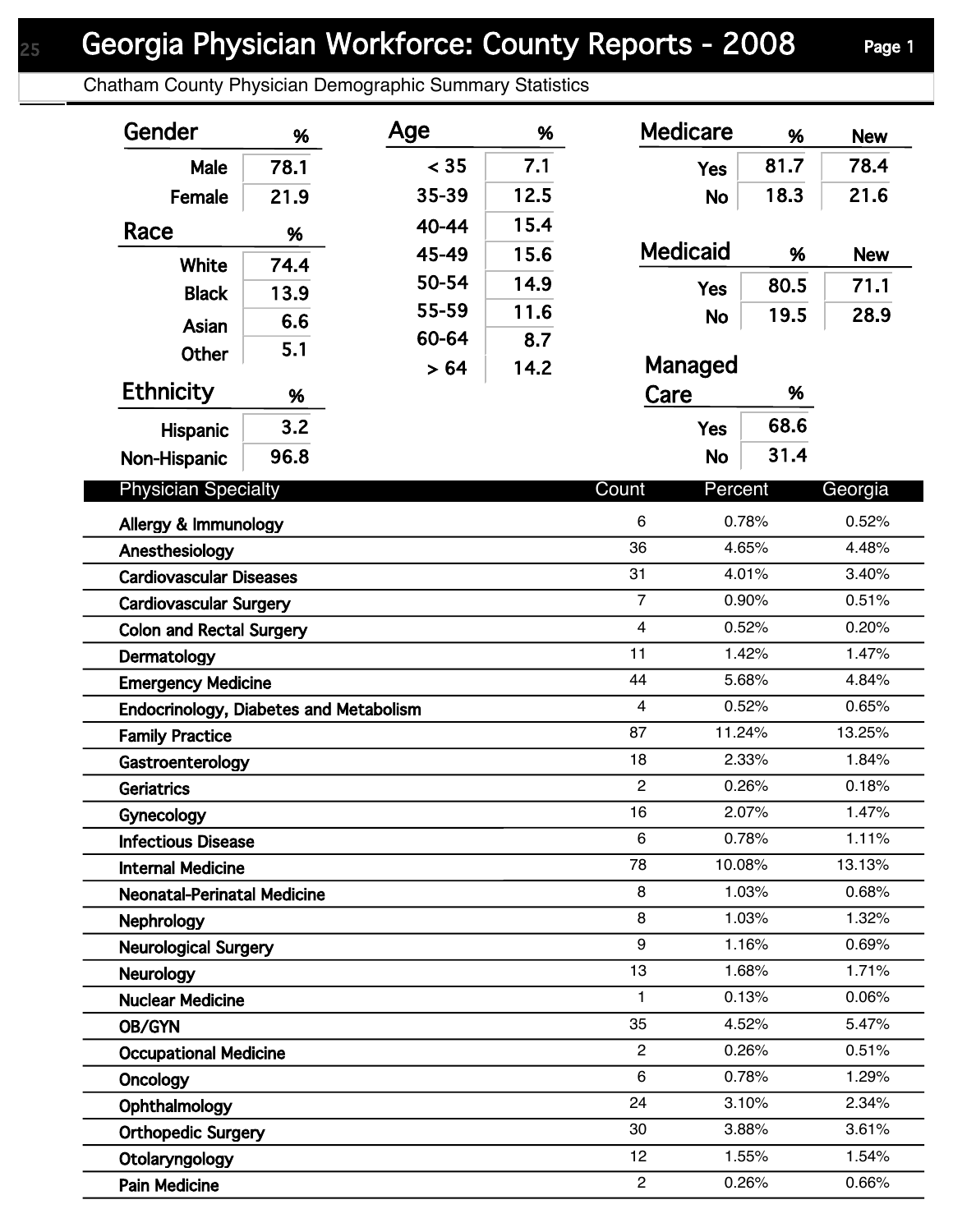# Georgia Physician Workforce: County Reports - 2008

Chatham County Physician Demographic Summary Statistics

| Gender | % |
|---|---|
| Male | 78.1 |
| Female | 21.9 |

| Race | % |
|---|---|
| White | 74.4 |
| Black | 13.9 |
| Asian | 6.6 |
| Other | 5.1 |

| Ethnicity | % |
|---|---|
| Hispanic | 3.2 |
| Non-Hispanic | 96.8 |

| Age | % |
|---|---|
| < 35 | 7.1 |
| 35-39 | 12.5 |
| 40-44 | 15.4 |
| 45-49 | 15.6 |
| 50-54 | 14.9 |
| 55-59 | 11.6 |
| 60-64 | 8.7 |
| > 64 | 14.2 |

| Medicare | % | New |
|---|---|---|
| Yes | 81.7 | 78.4 |
| No | 18.3 | 21.6 |

| Medicaid | % | New |
|---|---|---|
| Yes | 80.5 | 71.1 |
| No | 19.5 | 28.9 |

| Managed Care | % |
|---|---|
| Yes | 68.6 |
| No | 31.4 |

| Physician Specialty | Count | Percent | Georgia |
|---|---|---|---|
| Allergy & Immunology | 6 | 0.78% | 0.52% |
| Anesthesiology | 36 | 4.65% | 4.48% |
| Cardiovascular Diseases | 31 | 4.01% | 3.40% |
| Cardiovascular Surgery | 7 | 0.90% | 0.51% |
| Colon and Rectal Surgery | 4 | 0.52% | 0.20% |
| Dermatology | 11 | 1.42% | 1.47% |
| Emergency Medicine | 44 | 5.68% | 4.84% |
| Endocrinology, Diabetes and Metabolism | 4 | 0.52% | 0.65% |
| Family Practice | 87 | 11.24% | 13.25% |
| Gastroenterology | 18 | 2.33% | 1.84% |
| Geriatrics | 2 | 0.26% | 0.18% |
| Gynecology | 16 | 2.07% | 1.47% |
| Infectious Disease | 6 | 0.78% | 1.11% |
| Internal Medicine | 78 | 10.08% | 13.13% |
| Neonatal-Perinatal Medicine | 8 | 1.03% | 0.68% |
| Nephrology | 8 | 1.03% | 1.32% |
| Neurological Surgery | 9 | 1.16% | 0.69% |
| Neurology | 13 | 1.68% | 1.71% |
| Nuclear Medicine | 1 | 0.13% | 0.06% |
| OB/GYN | 35 | 4.52% | 5.47% |
| Occupational Medicine | 2 | 0.26% | 0.51% |
| Oncology | 6 | 0.78% | 1.29% |
| Ophthalmology | 24 | 3.10% | 2.34% |
| Orthopedic Surgery | 30 | 3.88% | 3.61% |
| Otolaryngology | 12 | 1.55% | 1.54% |
| Pain Medicine | 2 | 0.26% | 0.66% |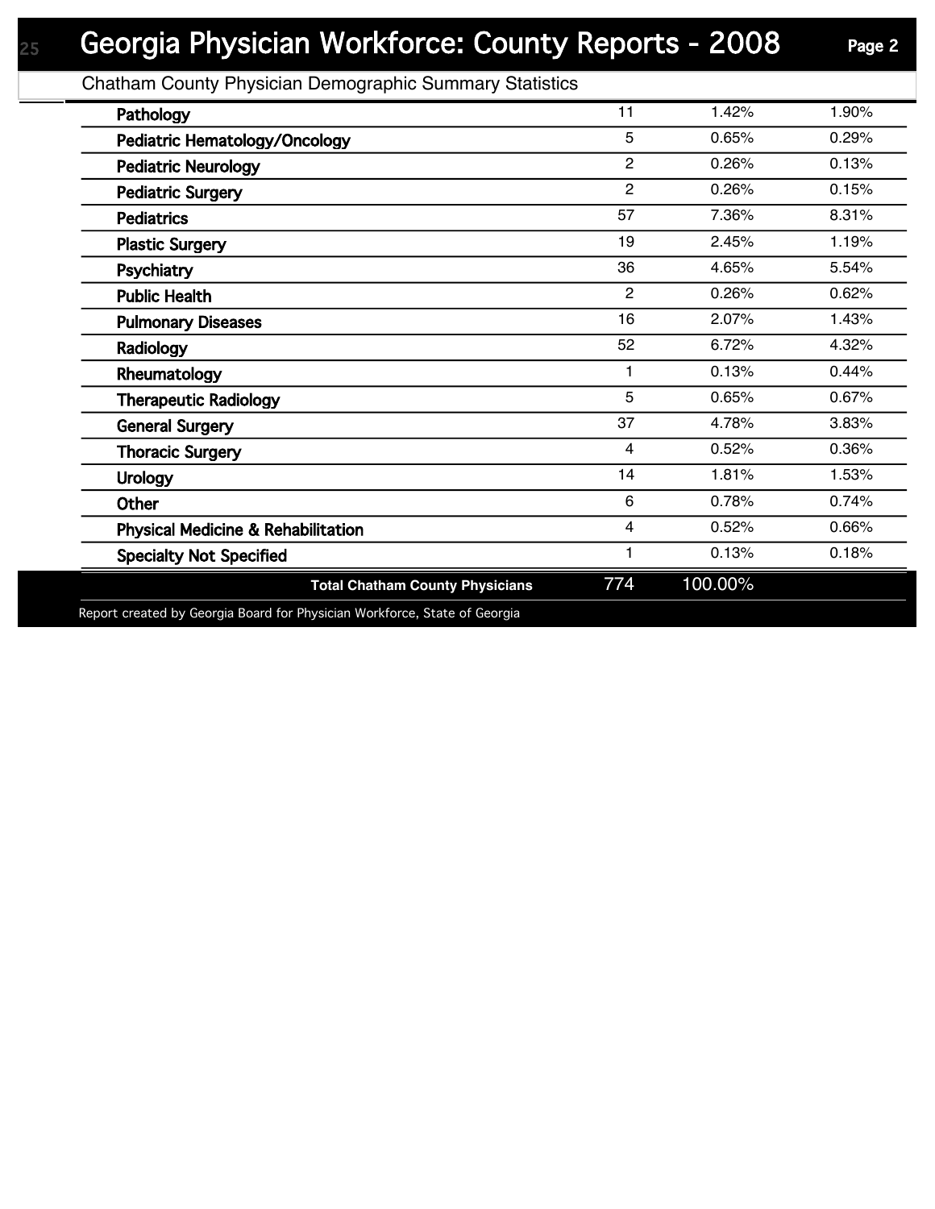## Chatham County Physician Demographic Summary Statistics

| | | | |
|---|---|---|---|
| Pathology | 11 | 1.42% | 1.90% |
| Pediatric Hematology/Oncology | 5 | 0.65% | 0.29% |
| Pediatric Neurology | 2 | 0.26% | 0.13% |
| Pediatric Surgery | 2 | 0.26% | 0.15% |
| Pediatrics | 57 | 7.36% | 8.31% |
| Plastic Surgery | 19 | 2.45% | 1.19% |
| Psychiatry | 36 | 4.65% | 5.54% |
| Public Health | 2 | 0.26% | 0.62% |
| Pulmonary Diseases | 16 | 2.07% | 1.43% |
| Radiology | 52 | 6.72% | 4.32% |
| Rheumatology | 1 | 0.13% | 0.44% |
| Therapeutic Radiology | 5 | 0.65% | 0.67% |
| General Surgery | 37 | 4.78% | 3.83% |
| Thoracic Surgery | 4 | 0.52% | 0.36% |
| Urology | 14 | 1.81% | 1.53% |
| Other | 6 | 0.78% | 0.74% |
| Physical Medicine & Rehabilitation | 4 | 0.52% | 0.66% |
| Specialty Not Specified | 1 | 0.13% | 0.18% |
| **Total Chatham County Physicians** | 774 | 100.00% | |

Report created by Georgia Board for Physician Workforce, State of Georgia